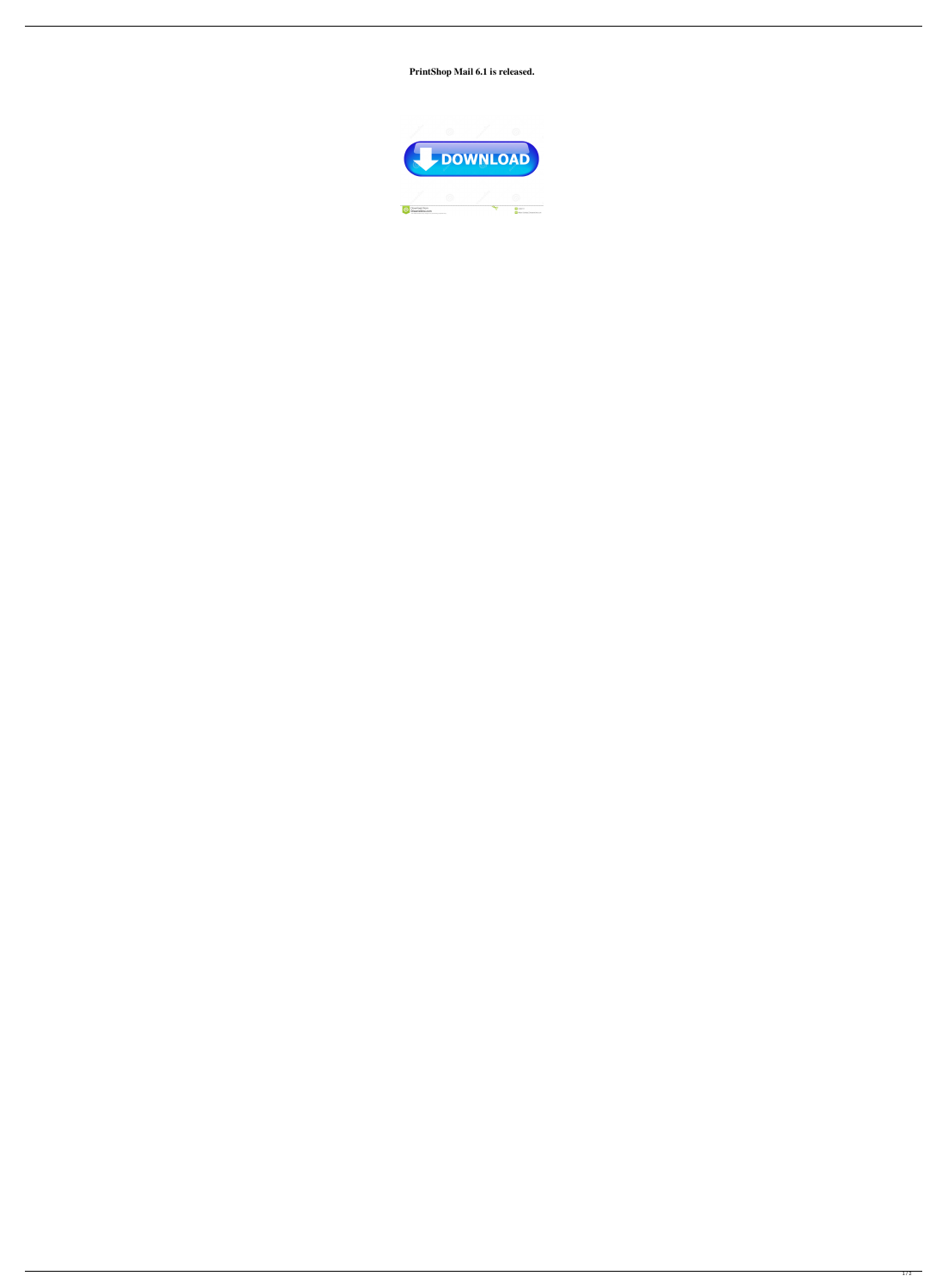**PrintShop Mail 6.1 is released.**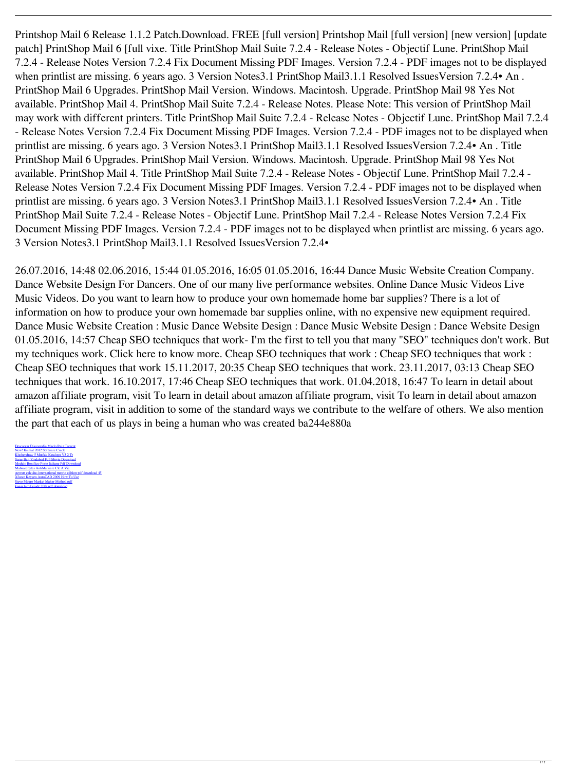Printshop Mail 6 Release 1.1.2 Patch.Download. FREE [full version] Printshop Mail [full version] [new version] [update patch] PrintShop Mail 6 [full vixe. Title PrintShop Mail Suite 7.2.4 - Release Notes - Objectif Lune. PrintShop Mail 7.2.4 - Release Notes Version 7.2.4 Fix Document Missing PDF Images. Version 7.2.4 - PDF images not to be displayed when printlist are missing. 6 years ago. 3 Version Notes3.1 PrintShop Mail3.1.1 Resolved IssuesVersion 7.2.4• An . PrintShop Mail 6 Upgrades. PrintShop Mail Version. Windows. Macintosh. Upgrade. PrintShop Mail 98 Yes Not available. PrintShop Mail 4. PrintShop Mail Suite 7.2.4 - Release Notes. Please Note: This version of PrintShop Mail may work with different printers. Title PrintShop Mail Suite 7.2.4 - Release Notes - Objectif Lune. PrintShop Mail 7.2.4 - Release Notes Version 7.2.4 Fix Document Missing PDF Images. Version 7.2.4 - PDF images not to be displayed when printlist are missing. 6 years ago. 3 Version Notes3.1 PrintShop Mail3.1.1 Resolved IssuesVersion 7.2.4• An . Title PrintShop Mail 6 Upgrades. PrintShop Mail Version. Windows. Macintosh. Upgrade. PrintShop Mail 98 Yes Not available. PrintShop Mail 4. Title PrintShop Mail Suite 7.2.4 - Release Notes - Objectif Lune. PrintShop Mail 7.2.4 - Release Notes Version 7.2.4 Fix Document Missing PDF Images. Version 7.2.4 - PDF images not to be displayed when printlist are missing. 6 years ago. 3 Version Notes3.1 PrintShop Mail3.1.1 Resolved IssuesVersion 7.2.4• An . Title PrintShop Mail Suite 7.2.4 - Release Notes - Objectif Lune. PrintShop Mail 7.2.4 - Release Notes Version 7.2.4 Fix Document Missing PDF Images. Version 7.2.4 - PDF images not to be displayed when printlist are missing. 6 years ago. 3 Version Notes3.1 PrintShop Mail3.1.1 Resolved IssuesVersion 7.2.4•

26.07.2016, 14:48 02.06.2016, 15:44 01.05.2016, 16:05 01.05.2016, 16:44 Dance Music Website Creation Company. Dance Website Design For Dancers. One of our many live performance websites. Online Dance Music Videos Live Music Videos. Do you want to learn how to produce your own homemade home bar supplies? There is a lot of information on how to produce your own homemade bar supplies online, with no expensive new equipment required. Dance Music Website Creation : Music Dance Website Design : Dance Music Website Design : Dance Website Design 01.05.2016, 14:57 Cheap SEO techniques that work- I'm the first to tell you that many "SEO" techniques don't work. But my techniques work. Click here to know more. Cheap SEO techniques that work : Cheap SEO techniques that work : Cheap SEO techniques that work 15.11.2017, 20:35 Cheap SEO techniques that work. 23.11.2017, 03:13 Cheap SEO techniques that work. 16.10.2017, 17:46 Cheap SEO techniques that work. 01.04.2018, 16:47 To learn in detail about amazon affiliate program, visit To learn in detail about amazon affiliate program, visit To learn in detail about amazon affiliate program, visit in addition to some of the standard ways we contribute to the welfare of others. We also mention the part that each of us plays in being a human who was created ba244e880a

Descargar Discografia Marlo Ruiz Torrent
New! Kismat 2012 Software Crack
Kitchendraw 5 Mutfak Katalogu V3 2 Tr
Sagar Bari Zindabad Full Movie Download
Modulo Bonifico Poste Italiane Pdf Download
Malwarebytes AntiMalware Cle A Vie
stewart calculus international metric edition pdf download 45
Xforce Keygen AutoCAD 2009 How To Use
Steve Mauro Market Maker Method.pdf
konar tamil guide 10th pdf download